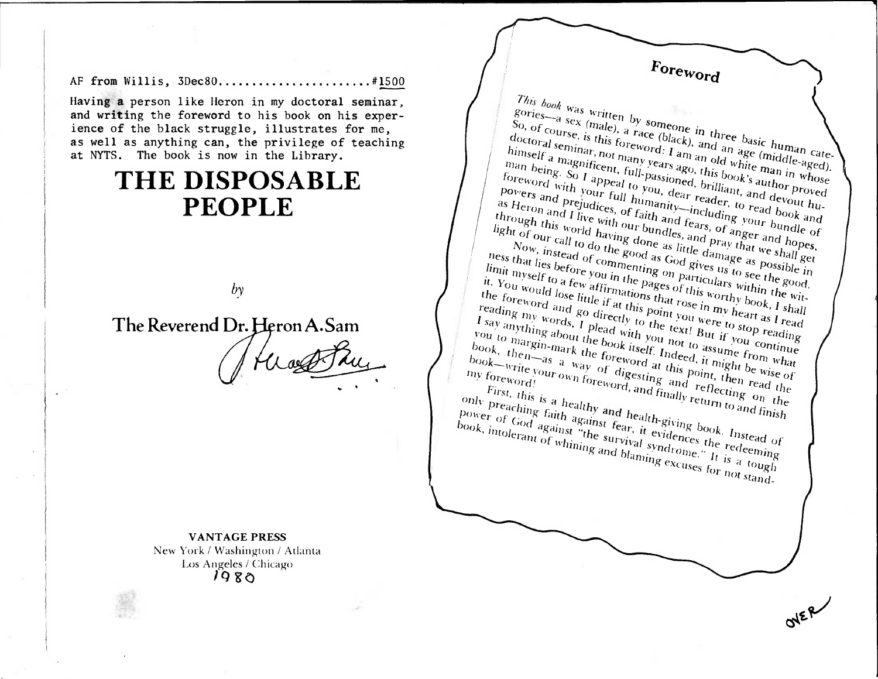AF from Willis, 3Dec80......................#1500

Having a person like Heron in my doctoral seminar, and writing the foreword to his book on his experience of the black struggle, illustrates for me, as well as anything can, the privilege of teaching at NYTS. The book is now in the Library.

# THE DISPOSABLE PEOPLE

*by*

## The Reverend Dr. Heron A. Sam

**VANTAGE PRESS**
New York / Washington / Atlanta
Los Angeles / Chicago
1980

## Foreword

*This book* was written by someone in three basic human categories—a sex (male), a race (black), and an age (middle-aged). So, of course, is this foreword: I am an old white man in whose doctoral seminar, not many years ago, this book's author proved himself a magnificent, full-passioned, brilliant, and devout human being. So I appeal to you, dear reader, to read book and foreword with your full humanity—including your bundle of powers and prejudices, of faith and fears, of anger and hopes, as Heron and I live with our bundles, and pray that we shall get through this world having done as little damage as possible in light of our call to do the good as God gives us to see the good.

Now, instead of commenting on particulars within the witness that lies before you in the pages of this worthy book, I shall limit myself to a few affirmations that rose in my heart as I read it. You would lose little if at this point you were to stop reading the foreword and go directly to the text! But if you continue reading my words, I plead with you not to assume from what I say anything about the book itself. Indeed, it might be wise of you to margin-mark the foreword at this point, then read the book, then—as a way of digesting and reflecting on the book—write your own foreword, and finally return to and finish my foreword!

First, this is a healthy and health-giving book. Instead of only preaching faith against fear, it evidences the redeeming power of God against "the survival syndrome." It is a tough book, intolerant of whining and blaming excuses for not stand-

OVER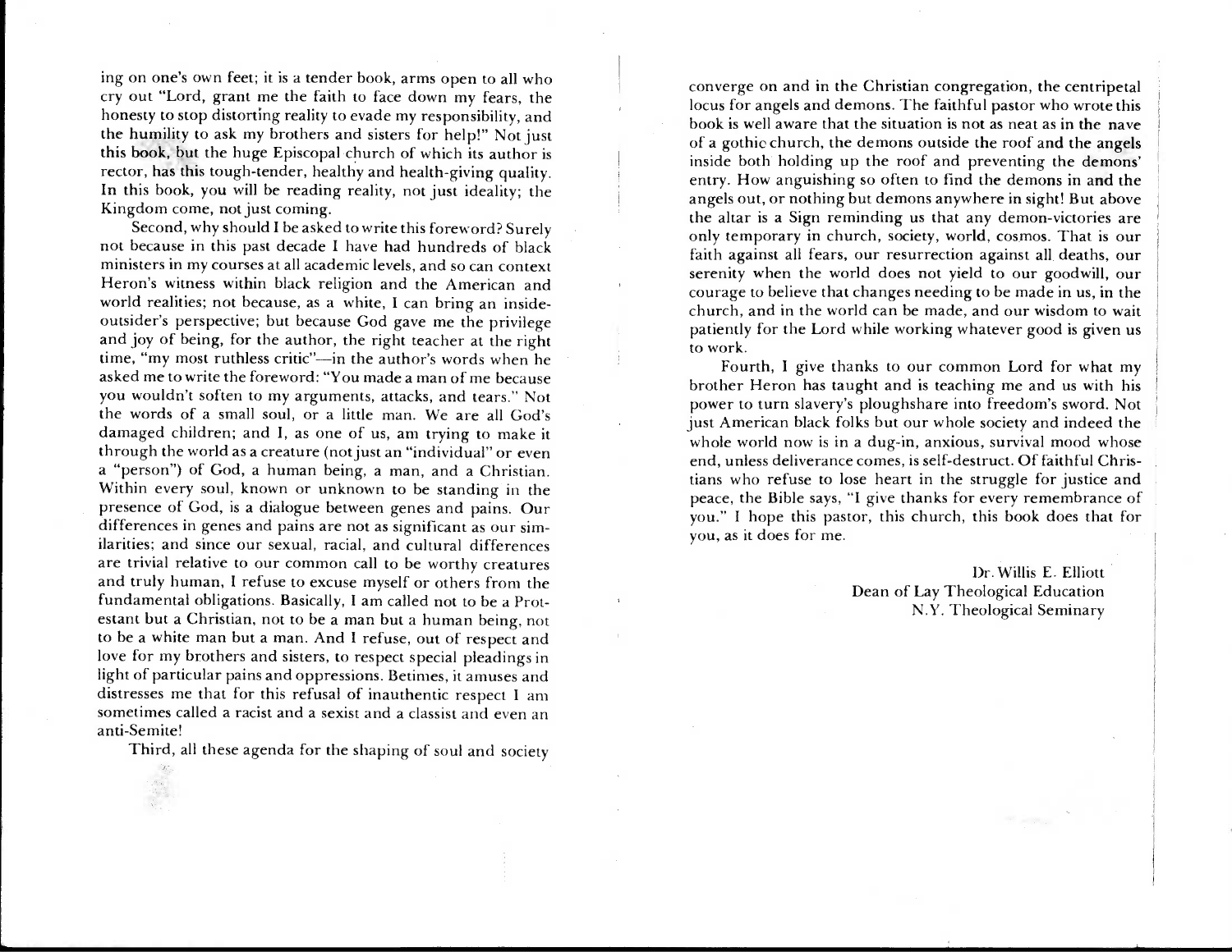ing on one's own feet; it is a tender book, arms open to all who cry out "Lord, grant me the faith to face down my fears, the honesty to stop distorting reality to evade my responsibility, and the humility to ask my brothers and sisters for help!" Not just this book, but the huge Episcopal church of which its author is rector, has this tough-tender, healthy and health-giving quality. In this book, you will be reading reality, not just ideality; the Kingdom come, not just coming.

Second, why should I be asked to write this foreword? Surely not because in this past decade I have had hundreds of black ministers in my courses at all academic levels, and so can context Heron's witness within black religion and the American and world realities; not because, as a white, I can bring an inside-outsider's perspective; but because God gave me the privilege and joy of being, for the author, the right teacher at the right time, "my most ruthless critic"—in the author's words when he asked me to write the foreword: "You made a man of me because you wouldn't soften to my arguments, attacks, and tears." Not the words of a small soul, or a little man. We are all God's damaged children; and I, as one of us, am trying to make it through the world as a creature (not just an "individual" or even a "person") of God, a human being, a man, and a Christian. Within every soul, known or unknown to be standing in the presence of God, is a dialogue between genes and pains. Our differences in genes and pains are not as significant as our similarities; and since our sexual, racial, and cultural differences are trivial relative to our common call to be worthy creatures and truly human, I refuse to excuse myself or others from the fundamental obligations. Basically, I am called not to be a Protestant but a Christian, not to be a man but a human being, not to be a white man but a man. And I refuse, out of respect and love for my brothers and sisters, to respect special pleadings in light of particular pains and oppressions. Betimes, it amuses and distresses me that for this refusal of inauthentic respect I am sometimes called a racist and a sexist and a classist and even an anti-Semite!

Third, all these agenda for the shaping of soul and society converge on and in the Christian congregation, the centripetal locus for angels and demons. The faithful pastor who wrote this book is well aware that the situation is not as neat as in the nave of a gothic church, the demons outside the roof and the angels inside both holding up the roof and preventing the demons' entry. How anguishing so often to find the demons in and the angels out, or nothing but demons anywhere in sight! But above the altar is a Sign reminding us that any demon-victories are only temporary in church, society, world, cosmos. That is our faith against all fears, our resurrection against all deaths, our serenity when the world does not yield to our goodwill, our courage to believe that changes needing to be made in us, in the church, and in the world can be made, and our wisdom to wait patiently for the Lord while working whatever good is given us to work.

Fourth, I give thanks to our common Lord for what my brother Heron has taught and is teaching me and us with his power to turn slavery's ploughshare into freedom's sword. Not just American black folks but our whole society and indeed the whole world now is in a dug-in, anxious, survival mood whose end, unless deliverance comes, is self-destruct. Of faithful Christians who refuse to lose heart in the struggle for justice and peace, the Bible says, "I give thanks for every remembrance of you." I hope this pastor, this church, this book does that for you, as it does for me.

Dr. Willis E. Elliott  
Dean of Lay Theological Education  
N.Y. Theological Seminary